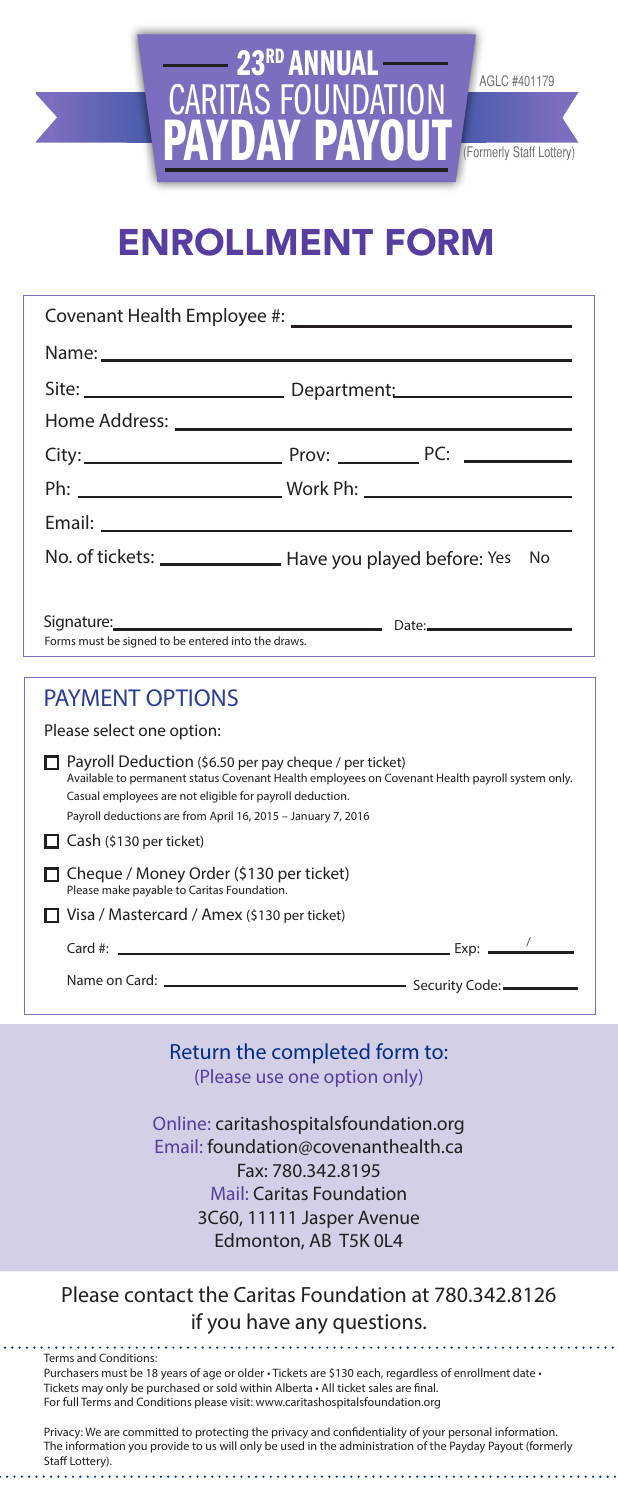# 23RD ANNUAL CARITAS FOUNDATION PAYDAY PAYOUT

AGLC #401179

(Formerly Staff Lottery)

# ENROLLMENT FORM

Covenant Health Employee #: ______________________

Name: ______________________

Site: ______________________ Department: ______________________

Home Address: ______________________

City: ______________________ Prov: __________ PC: __________

Ph: ______________________ Work Ph: ______________________

Email: ______________________

No. of tickets: __________ Have you played before: Yes No

Signature: ______________________ Date: ______________________

Forms must be signed to be entered into the draws.

## PAYMENT OPTIONS

Please select one option:

- ☐ Payroll Deduction ($6.50 per pay cheque / per ticket)
  Available to permanent status Covenant Health employees on Covenant Health payroll system only.
  Casual employees are not eligible for payroll deduction.
  Payroll deductions are from April 16, 2015 – January 7, 2016
- ☐ Cash ($130 per ticket)
- ☐ Cheque / Money Order ($130 per ticket)
  Please make payable to Caritas Foundation.
- ☐ Visa / Mastercard / Amex ($130 per ticket)

Card #: ______________________ Exp: ____ / ____

Name on Card: ______________________ Security Code: __________

## Return the completed form to:

(Please use one option only)

Online: caritashospitalsfoundation.org
Email: foundation@covenanthealth.ca
Fax: 780.342.8195
Mail: Caritas Foundation
3C60, 11111 Jasper Avenue
Edmonton, AB T5K 0L4

## Please contact the Caritas Foundation at 780.342.8126 if you have any questions.

Terms and Conditions:
Purchasers must be 18 years of age or older • Tickets are $130 each, regardless of enrollment date • Tickets may only be purchased or sold within Alberta • All ticket sales are final.
For full Terms and Conditions please visit: www.caritashospitalsfoundation.org

Privacy: We are committed to protecting the privacy and confidentiality of your personal information. The information you provide to us will only be used in the administration of the Payday Payout (formerly Staff Lottery).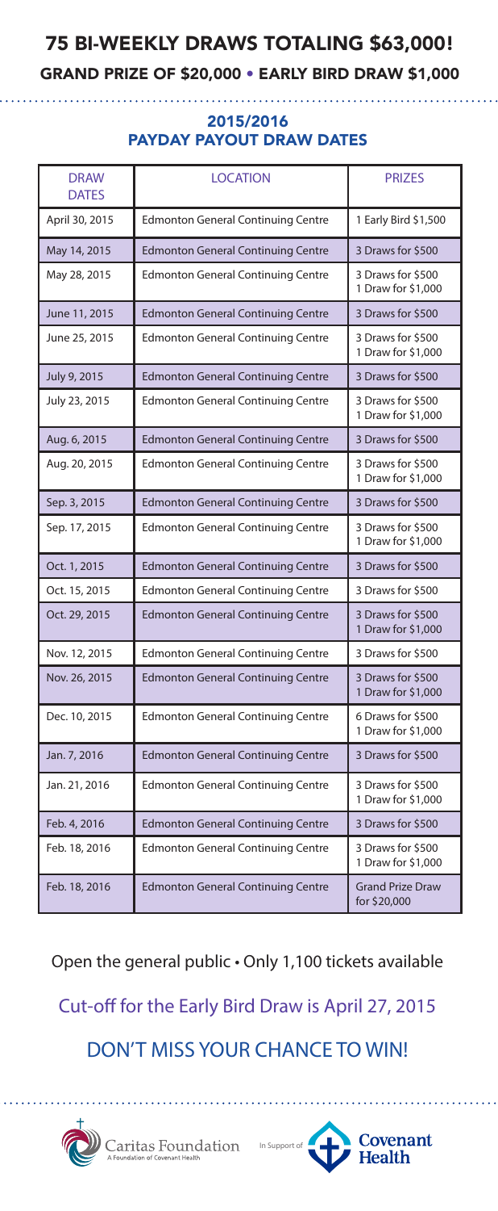# 75 BI-WEEKLY DRAWS TOTALING $63,000!

## GRAND PRIZE OF $20,000 • EARLY BIRD DRAW $1,000

### 2015/2016 PAYDAY PAYOUT DRAW DATES

| DRAW DATES | LOCATION | PRIZES |
| --- | --- | --- |
| April 30, 2015 | Edmonton General Continuing Centre | 1 Early Bird $1,500 |
| May 14, 2015 | Edmonton General Continuing Centre | 3 Draws for $500 |
| May 28, 2015 | Edmonton General Continuing Centre | 3 Draws for $500<br>1 Draw for $1,000 |
| June 11, 2015 | Edmonton General Continuing Centre | 3 Draws for $500 |
| June 25, 2015 | Edmonton General Continuing Centre | 3 Draws for $500<br>1 Draw for $1,000 |
| July 9, 2015 | Edmonton General Continuing Centre | 3 Draws for $500 |
| July 23, 2015 | Edmonton General Continuing Centre | 3 Draws for $500<br>1 Draw for $1,000 |
| Aug. 6, 2015 | Edmonton General Continuing Centre | 3 Draws for $500 |
| Aug. 20, 2015 | Edmonton General Continuing Centre | 3 Draws for $500<br>1 Draw for $1,000 |
| Sep. 3, 2015 | Edmonton General Continuing Centre | 3 Draws for $500 |
| Sep. 17, 2015 | Edmonton General Continuing Centre | 3 Draws for $500<br>1 Draw for $1,000 |
| Oct. 1, 2015 | Edmonton General Continuing Centre | 3 Draws for $500 |
| Oct. 15, 2015 | Edmonton General Continuing Centre | 3 Draws for $500 |
| Oct. 29, 2015 | Edmonton General Continuing Centre | 3 Draws for $500<br>1 Draw for $1,000 |
| Nov. 12, 2015 | Edmonton General Continuing Centre | 3 Draws for $500 |
| Nov. 26, 2015 | Edmonton General Continuing Centre | 3 Draws for $500<br>1 Draw for $1,000 |
| Dec. 10, 2015 | Edmonton General Continuing Centre | 6 Draws for $500<br>1 Draw for $1,000 |
| Jan. 7, 2016 | Edmonton General Continuing Centre | 3 Draws for $500 |
| Jan. 21, 2016 | Edmonton General Continuing Centre | 3 Draws for $500<br>1 Draw for $1,000 |
| Feb. 4, 2016 | Edmonton General Continuing Centre | 3 Draws for $500 |
| Feb. 18, 2016 | Edmonton General Continuing Centre | 3 Draws for $500<br>1 Draw for $1,000 |
| Feb. 18, 2016 | Edmonton General Continuing Centre | Grand Prize Draw for $20,000 |

Open the general public • Only 1,100 tickets available

Cut-off for the Early Bird Draw is April 27, 2015

DON'T MISS YOUR CHANCE TO WIN!

Caritas Foundation
A Foundation of Covenant Health

In Support of Covenant Health